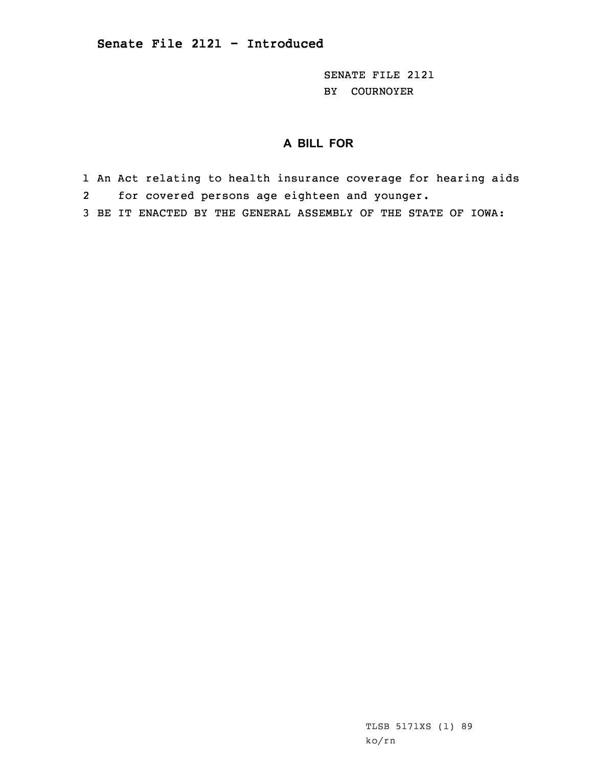## Senate File 2121 - Introduced

SENATE FILE 2121
BY COURNOYER

### A BILL FOR

1 An Act relating to health insurance coverage for hearing aids
2 for covered persons age eighteen and younger.
3 BE IT ENACTED BY THE GENERAL ASSEMBLY OF THE STATE OF IOWA:

TLSB 5171XS (1) 89
ko/rn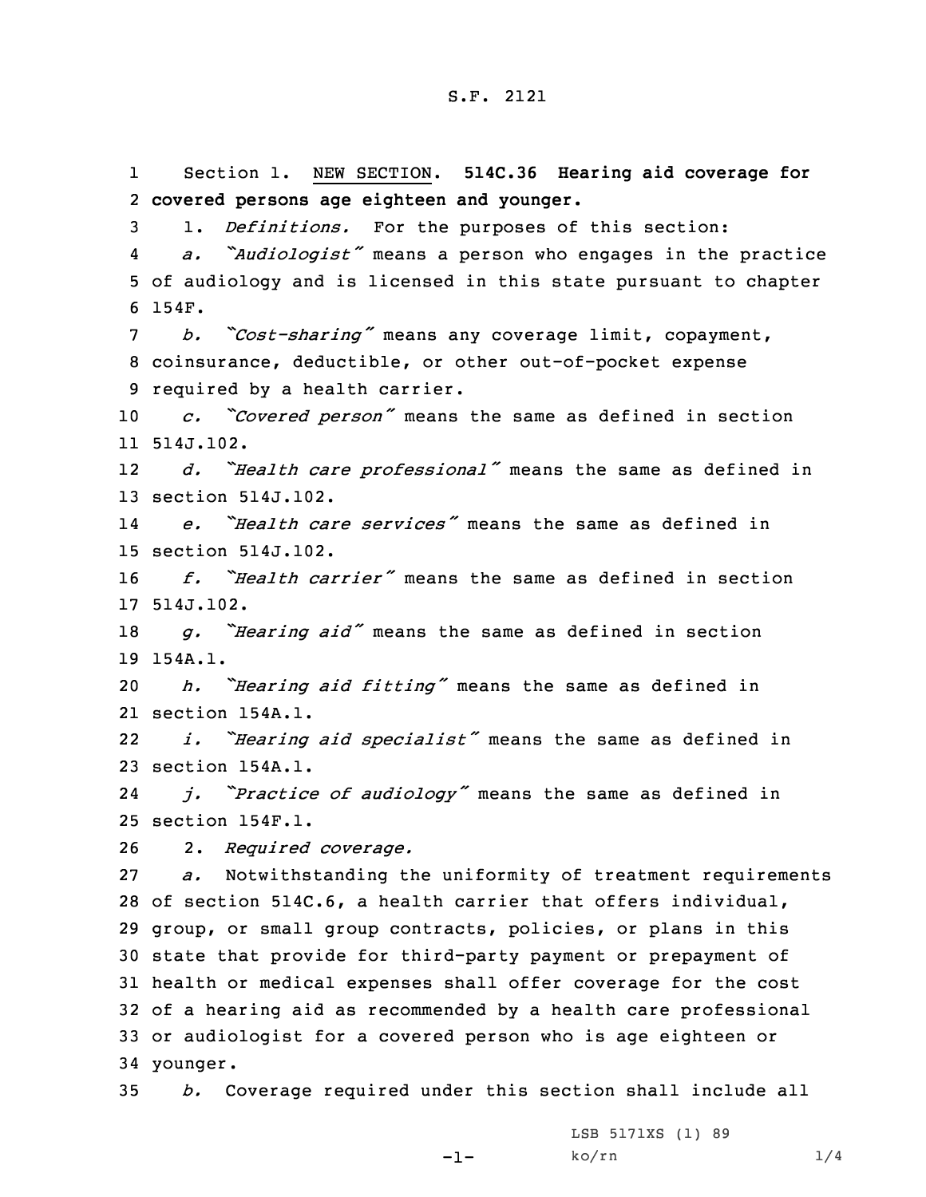S.F. 2121

Section 1. NEW SECTION. **514C.36 Hearing aid coverage for covered persons age eighteen and younger.**

1. *Definitions.* For the purposes of this section:

*a. "Audiologist"* means a person who engages in the practice of audiology and is licensed in this state pursuant to chapter 154F.

*b. "Cost-sharing"* means any coverage limit, copayment, coinsurance, deductible, or other out-of-pocket expense required by a health carrier.

*c. "Covered person"* means the same as defined in section 514J.102.

*d. "Health care professional"* means the same as defined in section 514J.102.

*e. "Health care services"* means the same as defined in section 514J.102.

*f. "Health carrier"* means the same as defined in section 514J.102.

*g. "Hearing aid"* means the same as defined in section 154A.1.

*h. "Hearing aid fitting"* means the same as defined in section 154A.1.

*i. "Hearing aid specialist"* means the same as defined in section 154A.1.

*j. "Practice of audiology"* means the same as defined in section 154F.1.

2. *Required coverage.*

*a.* Notwithstanding the uniformity of treatment requirements of section 514C.6, a health carrier that offers individual, group, or small group contracts, policies, or plans in this state that provide for third-party payment or prepayment of health or medical expenses shall offer coverage for the cost of a hearing aid as recommended by a health care professional or audiologist for a covered person who is age eighteen or younger.

*b.* Coverage required under this section shall include all

LSB 5171XS (1) 89
ko/rn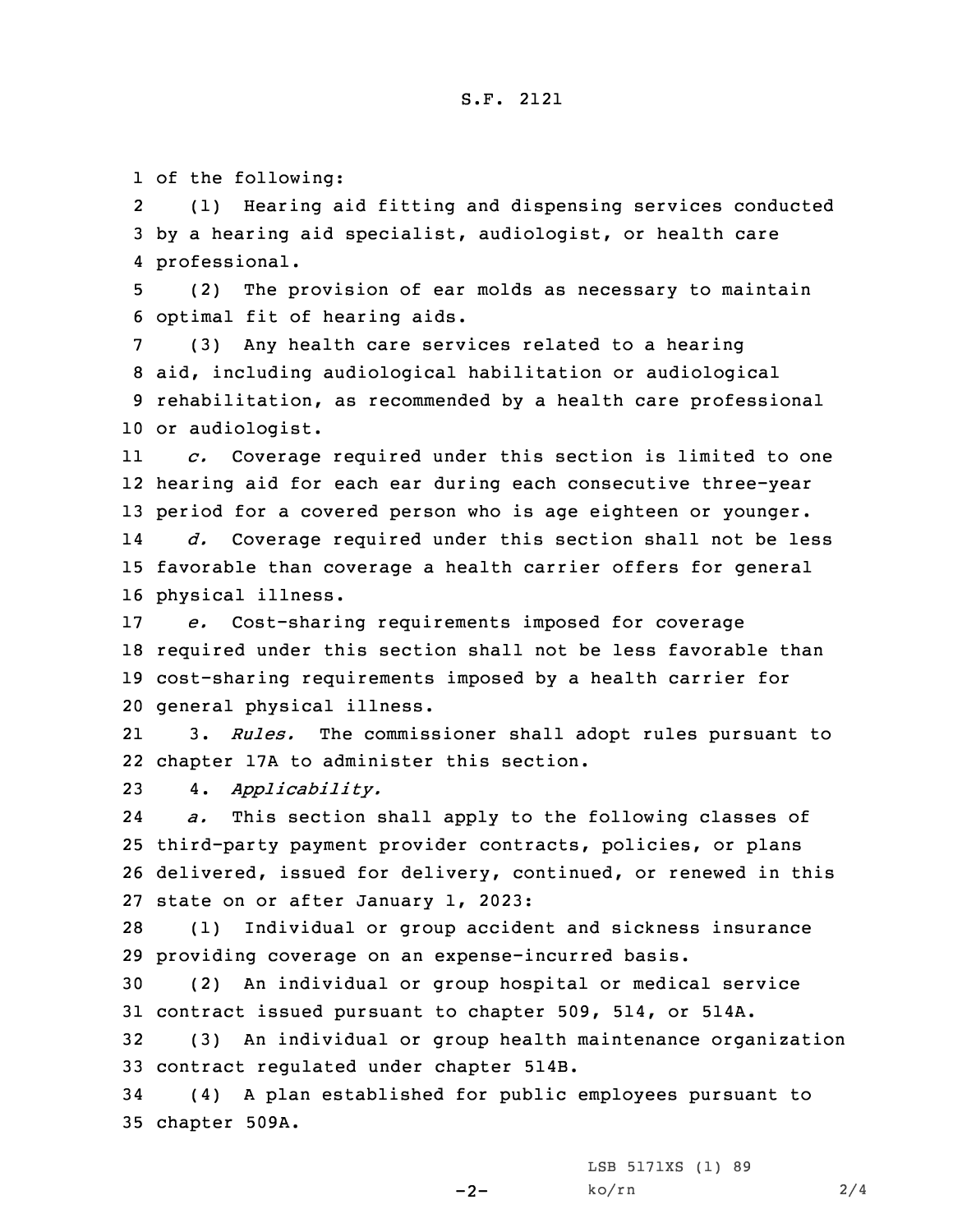of the following:

(1) Hearing aid fitting and dispensing services conducted by a hearing aid specialist, audiologist, or health care professional.

(2) The provision of ear molds as necessary to maintain optimal fit of hearing aids.

(3) Any health care services related to a hearing aid, including audiological habilitation or audiological rehabilitation, as recommended by a health care professional or audiologist.

*c.* Coverage required under this section is limited to one hearing aid for each ear during each consecutive three-year period for a covered person who is age eighteen or younger.

*d.* Coverage required under this section shall not be less favorable than coverage a health carrier offers for general physical illness.

*e.* Cost-sharing requirements imposed for coverage required under this section shall not be less favorable than cost-sharing requirements imposed by a health carrier for general physical illness.

3. *Rules.* The commissioner shall adopt rules pursuant to chapter 17A to administer this section.

4. *Applicability.*

*a.* This section shall apply to the following classes of third-party payment provider contracts, policies, or plans delivered, issued for delivery, continued, or renewed in this state on or after January 1, 2023:

(1) Individual or group accident and sickness insurance providing coverage on an expense-incurred basis.

(2) An individual or group hospital or medical service contract issued pursuant to chapter 509, 514, or 514A.

(3) An individual or group health maintenance organization contract regulated under chapter 514B.

(4) A plan established for public employees pursuant to chapter 509A.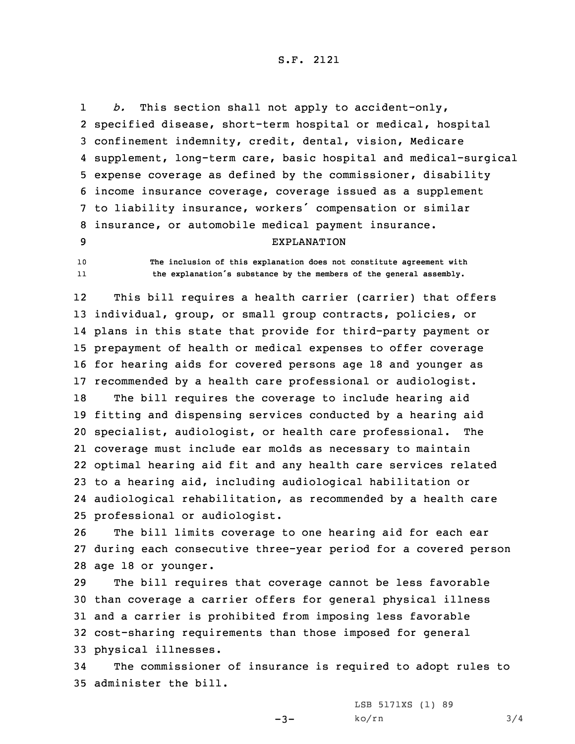*b.* This section shall not apply to accident-only, specified disease, short-term hospital or medical, hospital confinement indemnity, credit, dental, vision, Medicare supplement, long-term care, basic hospital and medical-surgical expense coverage as defined by the commissioner, disability income insurance coverage, coverage issued as a supplement to liability insurance, workers' compensation or similar insurance, or automobile medical payment insurance.

EXPLANATION

The inclusion of this explanation does not constitute agreement with the explanation's substance by the members of the general assembly.

This bill requires a health carrier (carrier) that offers individual, group, or small group contracts, policies, or plans in this state that provide for third-party payment or prepayment of health or medical expenses to offer coverage for hearing aids for covered persons age 18 and younger as recommended by a health care professional or audiologist.

The bill requires the coverage to include hearing aid fitting and dispensing services conducted by a hearing aid specialist, audiologist, or health care professional. The coverage must include ear molds as necessary to maintain optimal hearing aid fit and any health care services related to a hearing aid, including audiological habilitation or audiological rehabilitation, as recommended by a health care professional or audiologist.

The bill limits coverage to one hearing aid for each ear during each consecutive three-year period for a covered person age 18 or younger.

The bill requires that coverage cannot be less favorable than coverage a carrier offers for general physical illness and a carrier is prohibited from imposing less favorable cost-sharing requirements than those imposed for general physical illnesses.

The commissioner of insurance is required to adopt rules to administer the bill.

LSB 5171XS (1) 89
ko/rn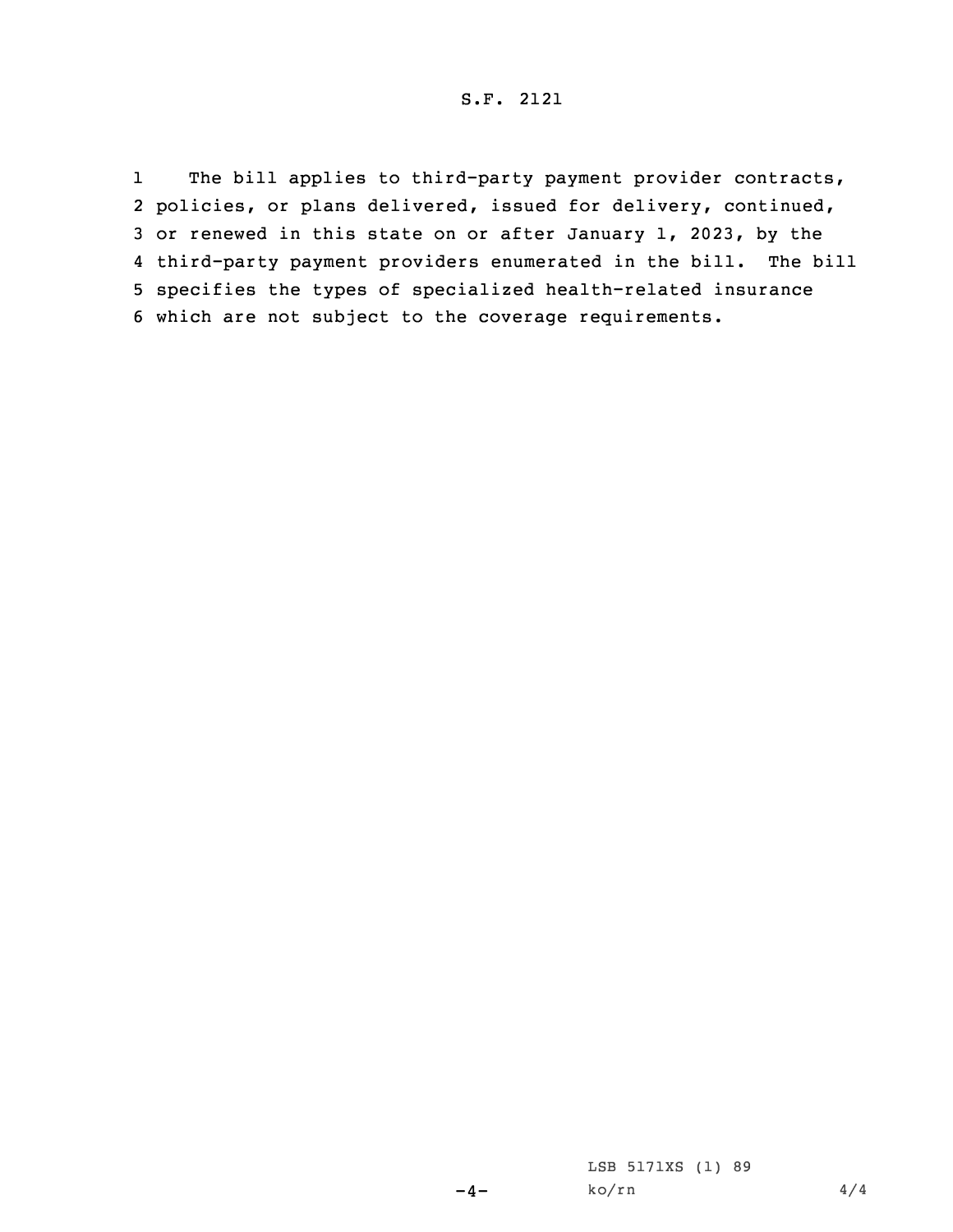The bill applies to third-party payment provider contracts, policies, or plans delivered, issued for delivery, continued, or renewed in this state on or after January 1, 2023, by the third-party payment providers enumerated in the bill. The bill specifies the types of specialized health-related insurance which are not subject to the coverage requirements.